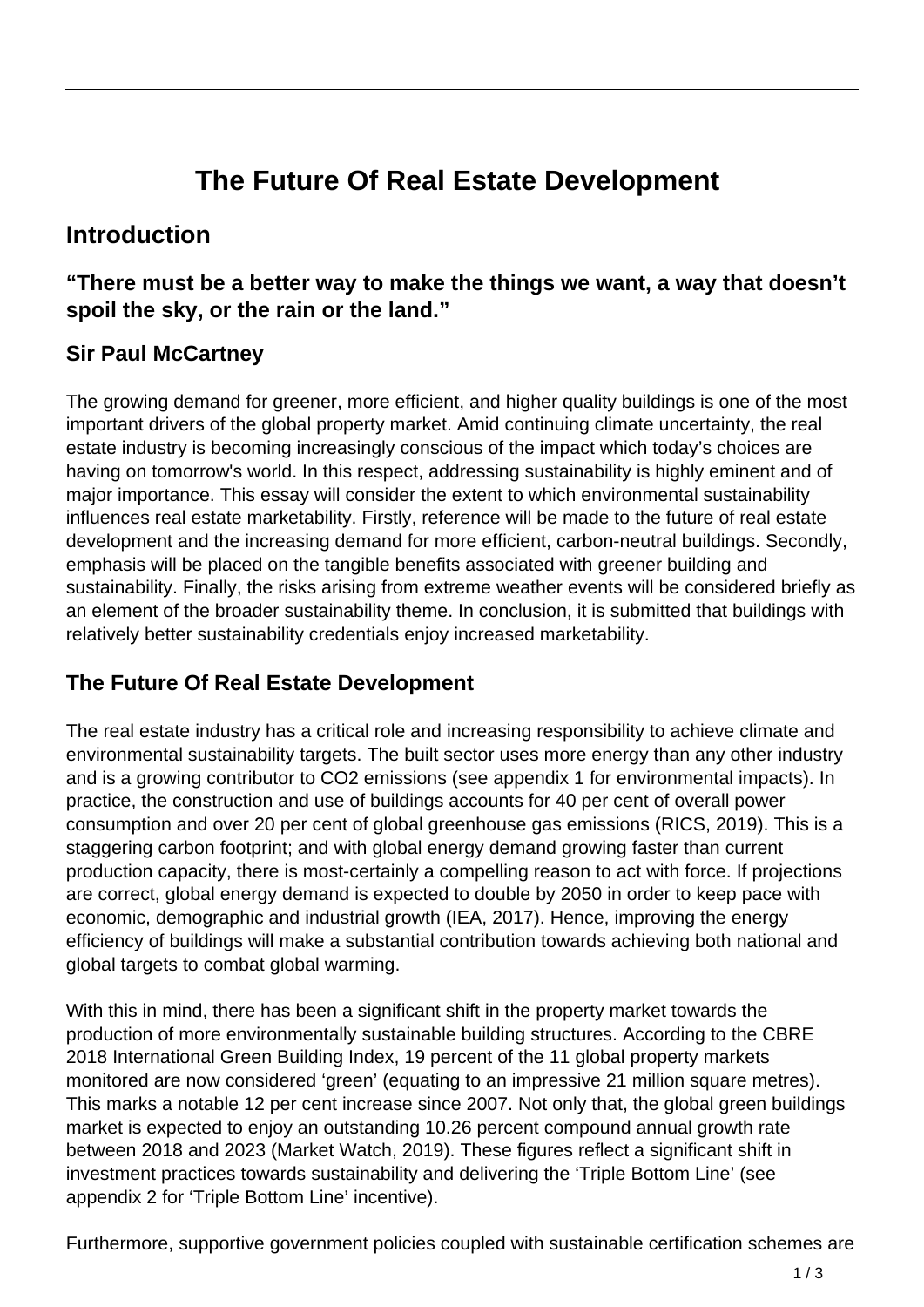# The Future Of Real Estate Development

## Introduction

### "There must be a better way to make the things we want, a way that doesn't spoil the sky, or the rain or the land."

### Sir Paul McCartney

The growing demand for greener, more efficient, and higher quality buildings is one of the most important drivers of the global property market. Amid continuing climate uncertainty, the real estate industry is becoming increasingly conscious of the impact which today's choices are having on tomorrow's world. In this respect, addressing sustainability is highly eminent and of major importance. This essay will consider the extent to which environmental sustainability influences real estate marketability. Firstly, reference will be made to the future of real estate development and the increasing demand for more efficient, carbon-neutral buildings. Secondly, emphasis will be placed on the tangible benefits associated with greener building and sustainability. Finally, the risks arising from extreme weather events will be considered briefly as an element of the broader sustainability theme. In conclusion, it is submitted that buildings with relatively better sustainability credentials enjoy increased marketability.

### The Future Of Real Estate Development

The real estate industry has a critical role and increasing responsibility to achieve climate and environmental sustainability targets. The built sector uses more energy than any other industry and is a growing contributor to $CO_2$ emissions (see appendix 1 for environmental impacts). In practice, the construction and use of buildings accounts for 40 per cent of overall power consumption and over 20 per cent of global greenhouse gas emissions (RICS, 2019). This is a staggering carbon footprint; and with global energy demand growing faster than current production capacity, there is most-certainly a compelling reason to act with force. If projections are correct, global energy demand is expected to double by 2050 in order to keep pace with economic, demographic and industrial growth (IEA, 2017). Hence, improving the energy efficiency of buildings will make a substantial contribution towards achieving both national and global targets to combat global warming.

With this in mind, there has been a significant shift in the property market towards the production of more environmentally sustainable building structures. According to the CBRE 2018 International Green Building Index, 19 percent of the 11 global property markets monitored are now considered 'green' (equating to an impressive 21 million square metres). This marks a notable 12 per cent increase since 2007. Not only that, the global green buildings market is expected to enjoy an outstanding 10.26 percent compound annual growth rate between 2018 and 2023 (Market Watch, 2019). These figures reflect a significant shift in investment practices towards sustainability and delivering the 'Triple Bottom Line' (see appendix 2 for 'Triple Bottom Line' incentive).

Furthermore, supportive government policies coupled with sustainable certification schemes are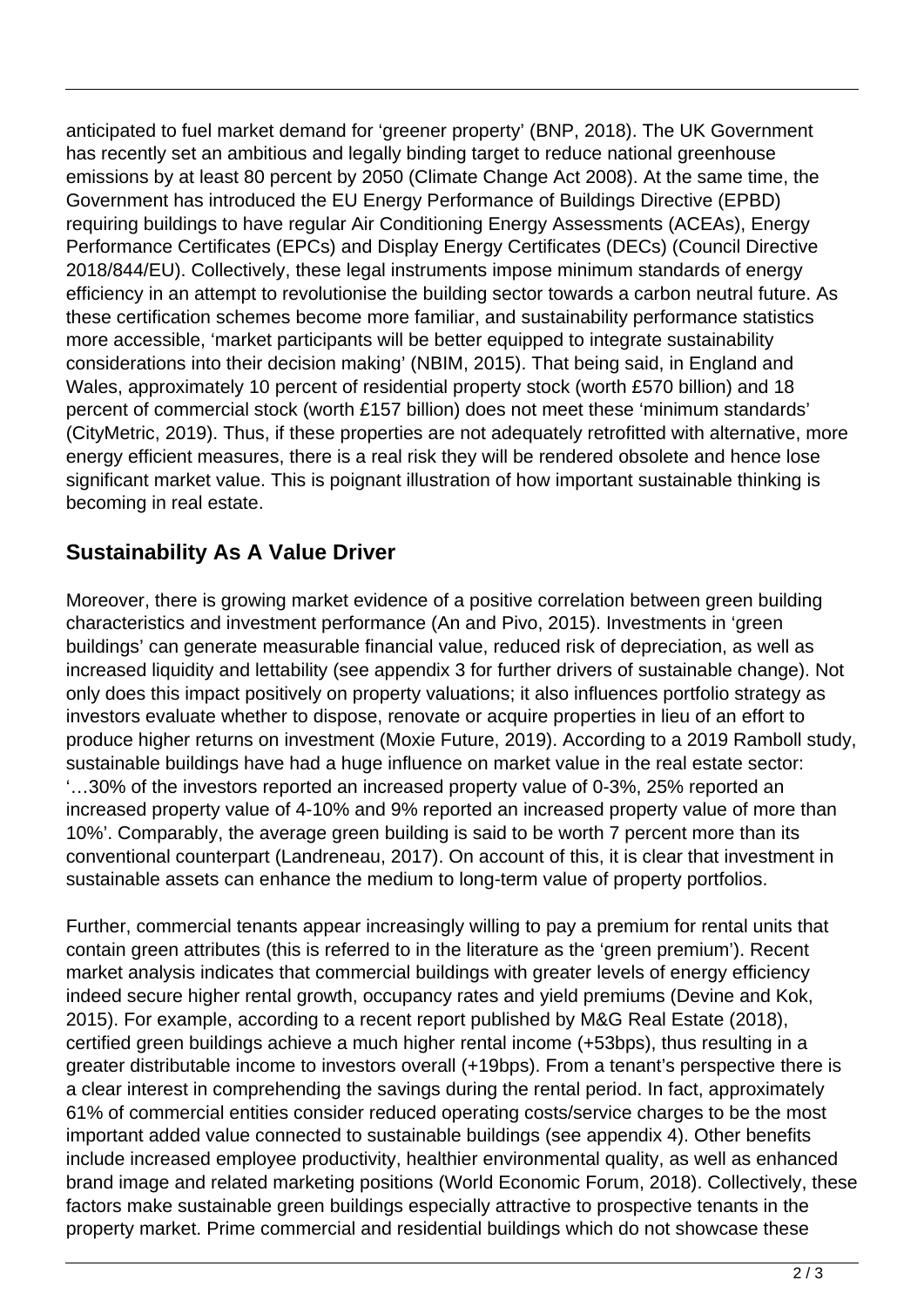anticipated to fuel market demand for 'greener property' (BNP, 2018). The UK Government has recently set an ambitious and legally binding target to reduce national greenhouse emissions by at least 80 percent by 2050 (Climate Change Act 2008). At the same time, the Government has introduced the EU Energy Performance of Buildings Directive (EPBD) requiring buildings to have regular Air Conditioning Energy Assessments (ACEAs), Energy Performance Certificates (EPCs) and Display Energy Certificates (DECs) (Council Directive 2018/844/EU). Collectively, these legal instruments impose minimum standards of energy efficiency in an attempt to revolutionise the building sector towards a carbon neutral future. As these certification schemes become more familiar, and sustainability performance statistics more accessible, 'market participants will be better equipped to integrate sustainability considerations into their decision making' (NBIM, 2015). That being said, in England and Wales, approximately 10 percent of residential property stock (worth £570 billion) and 18 percent of commercial stock (worth £157 billion) does not meet these 'minimum standards' (CityMetric, 2019). Thus, if these properties are not adequately retrofitted with alternative, more energy efficient measures, there is a real risk they will be rendered obsolete and hence lose significant market value. This is poignant illustration of how important sustainable thinking is becoming in real estate.

## Sustainability As A Value Driver

Moreover, there is growing market evidence of a positive correlation between green building characteristics and investment performance (An and Pivo, 2015). Investments in 'green buildings' can generate measurable financial value, reduced risk of depreciation, as well as increased liquidity and lettability (see appendix 3 for further drivers of sustainable change). Not only does this impact positively on property valuations; it also influences portfolio strategy as investors evaluate whether to dispose, renovate or acquire properties in lieu of an effort to produce higher returns on investment (Moxie Future, 2019). According to a 2019 Ramboll study, sustainable buildings have had a huge influence on market value in the real estate sector: '…30% of the investors reported an increased property value of 0-3%, 25% reported an increased property value of 4-10% and 9% reported an increased property value of more than 10%'. Comparably, the average green building is said to be worth 7 percent more than its conventional counterpart (Landreneau, 2017). On account of this, it is clear that investment in sustainable assets can enhance the medium to long-term value of property portfolios.

Further, commercial tenants appear increasingly willing to pay a premium for rental units that contain green attributes (this is referred to in the literature as the 'green premium'). Recent market analysis indicates that commercial buildings with greater levels of energy efficiency indeed secure higher rental growth, occupancy rates and yield premiums (Devine and Kok, 2015). For example, according to a recent report published by M&G Real Estate (2018), certified green buildings achieve a much higher rental income (+53bps), thus resulting in a greater distributable income to investors overall (+19bps). From a tenant's perspective there is a clear interest in comprehending the savings during the rental period. In fact, approximately 61% of commercial entities consider reduced operating costs/service charges to be the most important added value connected to sustainable buildings (see appendix 4). Other benefits include increased employee productivity, healthier environmental quality, as well as enhanced brand image and related marketing positions (World Economic Forum, 2018). Collectively, these factors make sustainable green buildings especially attractive to prospective tenants in the property market. Prime commercial and residential buildings which do not showcase these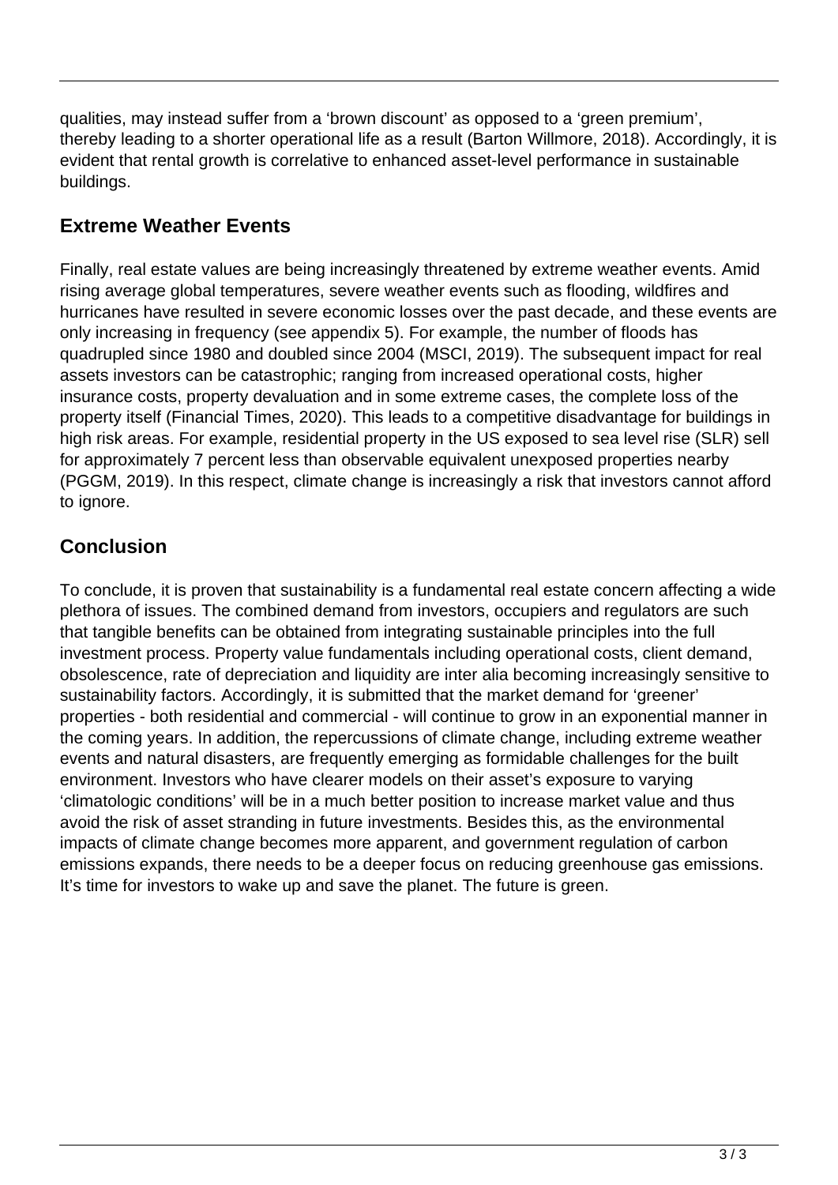qualities, may instead suffer from a 'brown discount' as opposed to a 'green premium', thereby leading to a shorter operational life as a result (Barton Willmore, 2018). Accordingly, it is evident that rental growth is correlative to enhanced asset-level performance in sustainable buildings.

## Extreme Weather Events

Finally, real estate values are being increasingly threatened by extreme weather events. Amid rising average global temperatures, severe weather events such as flooding, wildfires and hurricanes have resulted in severe economic losses over the past decade, and these events are only increasing in frequency (see appendix 5). For example, the number of floods has quadrupled since 1980 and doubled since 2004 (MSCI, 2019). The subsequent impact for real assets investors can be catastrophic; ranging from increased operational costs, higher insurance costs, property devaluation and in some extreme cases, the complete loss of the property itself (Financial Times, 2020). This leads to a competitive disadvantage for buildings in high risk areas. For example, residential property in the US exposed to sea level rise (SLR) sell for approximately 7 percent less than observable equivalent unexposed properties nearby (PGGM, 2019). In this respect, climate change is increasingly a risk that investors cannot afford to ignore.

## Conclusion

To conclude, it is proven that sustainability is a fundamental real estate concern affecting a wide plethora of issues. The combined demand from investors, occupiers and regulators are such that tangible benefits can be obtained from integrating sustainable principles into the full investment process. Property value fundamentals including operational costs, client demand, obsolescence, rate of depreciation and liquidity are inter alia becoming increasingly sensitive to sustainability factors. Accordingly, it is submitted that the market demand for 'greener' properties - both residential and commercial - will continue to grow in an exponential manner in the coming years. In addition, the repercussions of climate change, including extreme weather events and natural disasters, are frequently emerging as formidable challenges for the built environment. Investors who have clearer models on their asset's exposure to varying 'climatologic conditions' will be in a much better position to increase market value and thus avoid the risk of asset stranding in future investments. Besides this, as the environmental impacts of climate change becomes more apparent, and government regulation of carbon emissions expands, there needs to be a deeper focus on reducing greenhouse gas emissions. It's time for investors to wake up and save the planet. The future is green.